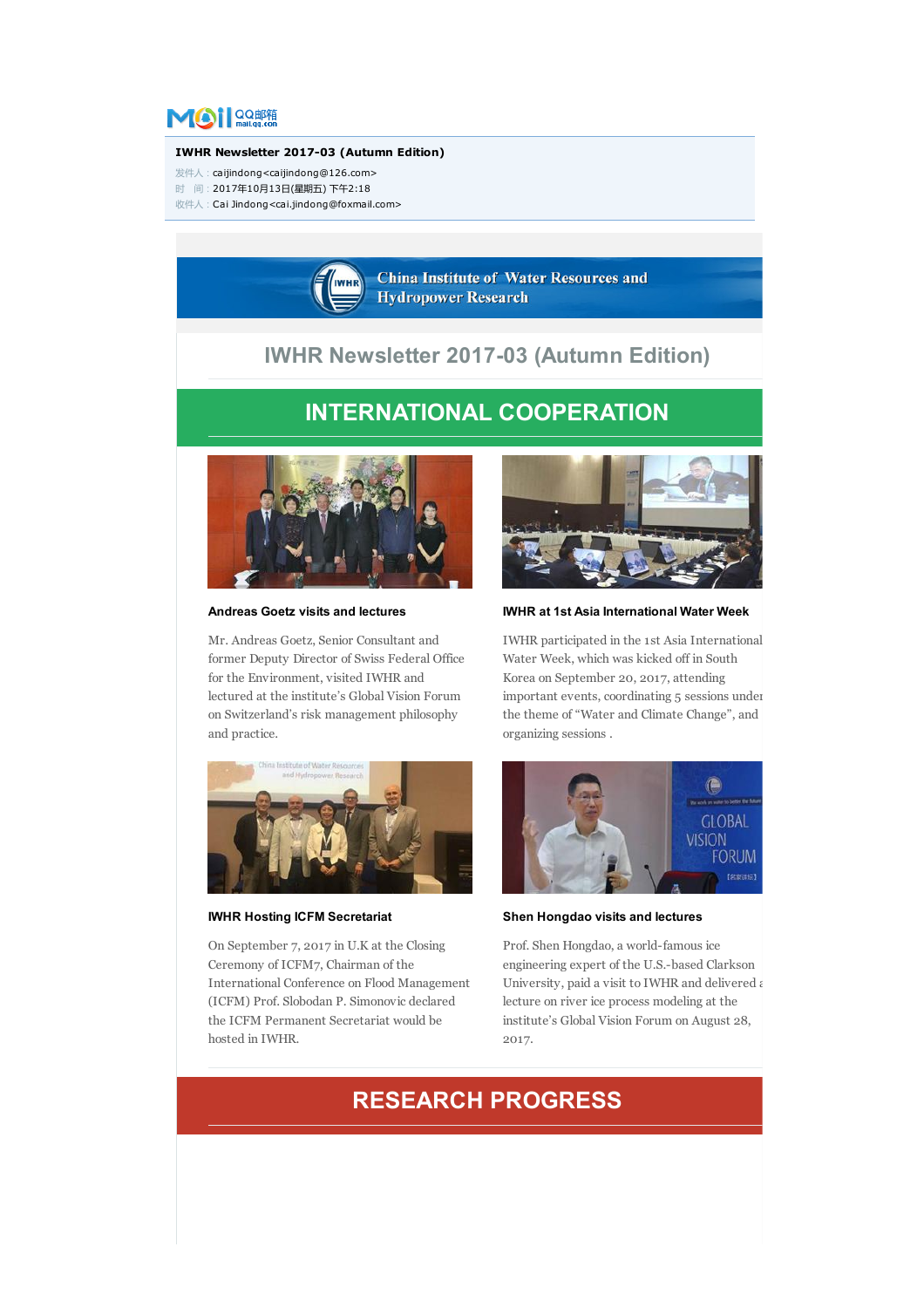**IWHR Newsletter 2017-03 (Autumn Edition)**

发件人：caijindong<caijindong@126.com>
时　间：2017年10月13日(星期五) 下午2:18
收件人：Cai Jindong<cai.jindong@foxmail.com>

China Institute of Water Resources and Hydropower Research

# IWHR Newsletter 2017-03 (Autumn Edition)

## INTERNATIONAL COOPERATION

### Andreas Goetz visits and lectures

Mr. Andreas Goetz, Senior Consultant and former Deputy Director of Swiss Federal Office for the Environment, visited IWHR and lectured at the institute's Global Vision Forum on Switzerland's risk management philosophy and practice.

### IWHR at 1st Asia International Water Week

IWHR participated in the 1st Asia International Water Week, which was kicked off in South Korea on September 20, 2017, attending important events, coordinating 5 sessions under the theme of "Water and Climate Change", and organizing sessions .

### IWHR Hosting ICFM Secretariat

On September 7, 2017 in U.K at the Closing Ceremony of ICFM7, Chairman of the International Conference on Flood Management (ICFM) Prof. Slobodan P. Simonovic declared the ICFM Permanent Secretariat would be hosted in IWHR.

### Shen Hongdao visits and lectures

Prof. Shen Hongdao, a world-famous ice engineering expert of the U.S.-based Clarkson University, paid a visit to IWHR and delivered a lecture on river ice process modeling at the institute's Global Vision Forum on August 28, 2017.

## RESEARCH PROGRESS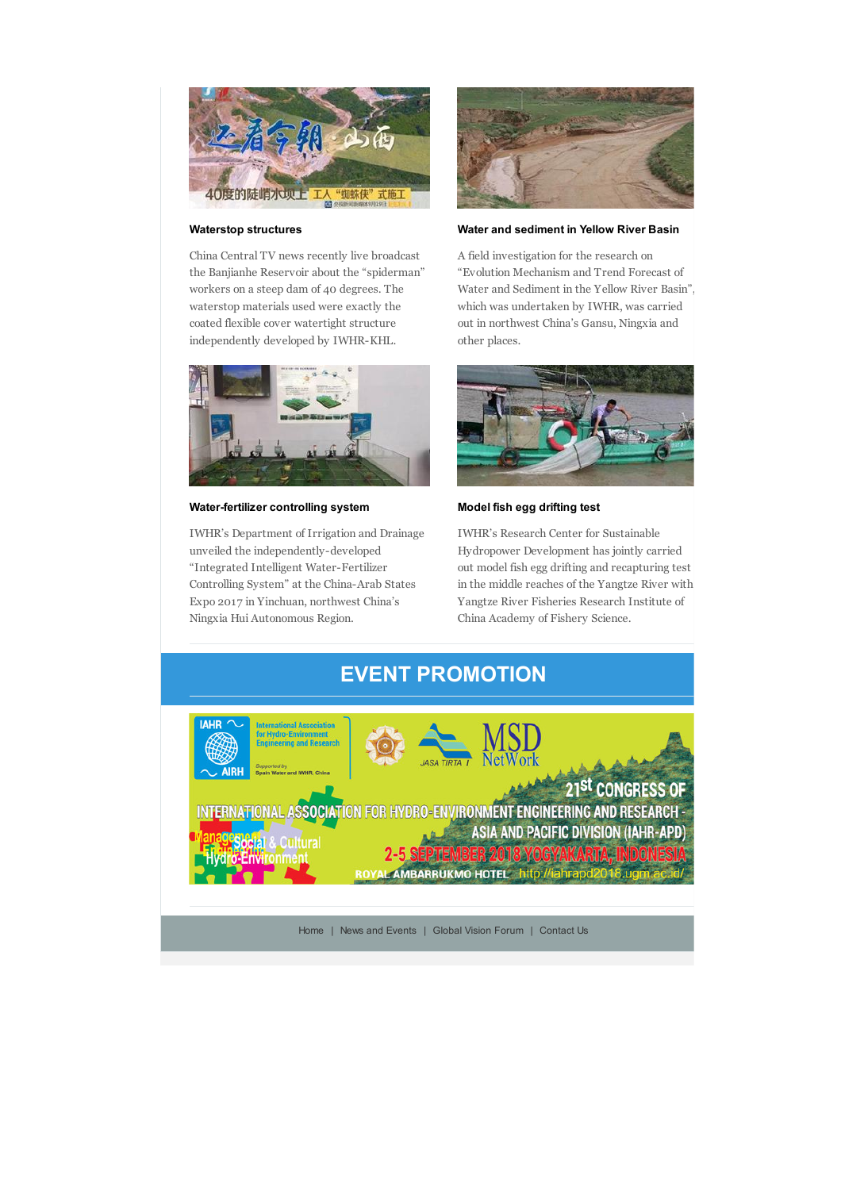### Waterstop structures

China Central TV news recently live broadcast the Banjianhe Reservoir about the "spiderman" workers on a steep dam of 40 degrees. The waterstop materials used were exactly the coated flexible cover watertight structure independently developed by IWHR-KHL.

### Water and sediment in Yellow River Basin

A field investigation for the research on "Evolution Mechanism and Trend Forecast of Water and Sediment in the Yellow River Basin", which was undertaken by IWHR, was carried out in northwest China's Gansu, Ningxia and other places.

### Water-fertilizer controlling system

IWHR's Department of Irrigation and Drainage unveiled the independently-developed "Integrated Intelligent Water-Fertilizer Controlling System" at the China-Arab States Expo 2017 in Yinchuan, northwest China's Ningxia Hui Autonomous Region.

### Model fish egg drifting test

IWHR's Research Center for Sustainable Hydropower Development has jointly carried out model fish egg drifting and recapturing test in the middle reaches of the Yangtze River with Yangtze River Fisheries Research Institute of China Academy of Fishery Science.

## EVENT PROMOTION

Home | News and Events | Global Vision Forum | Contact Us